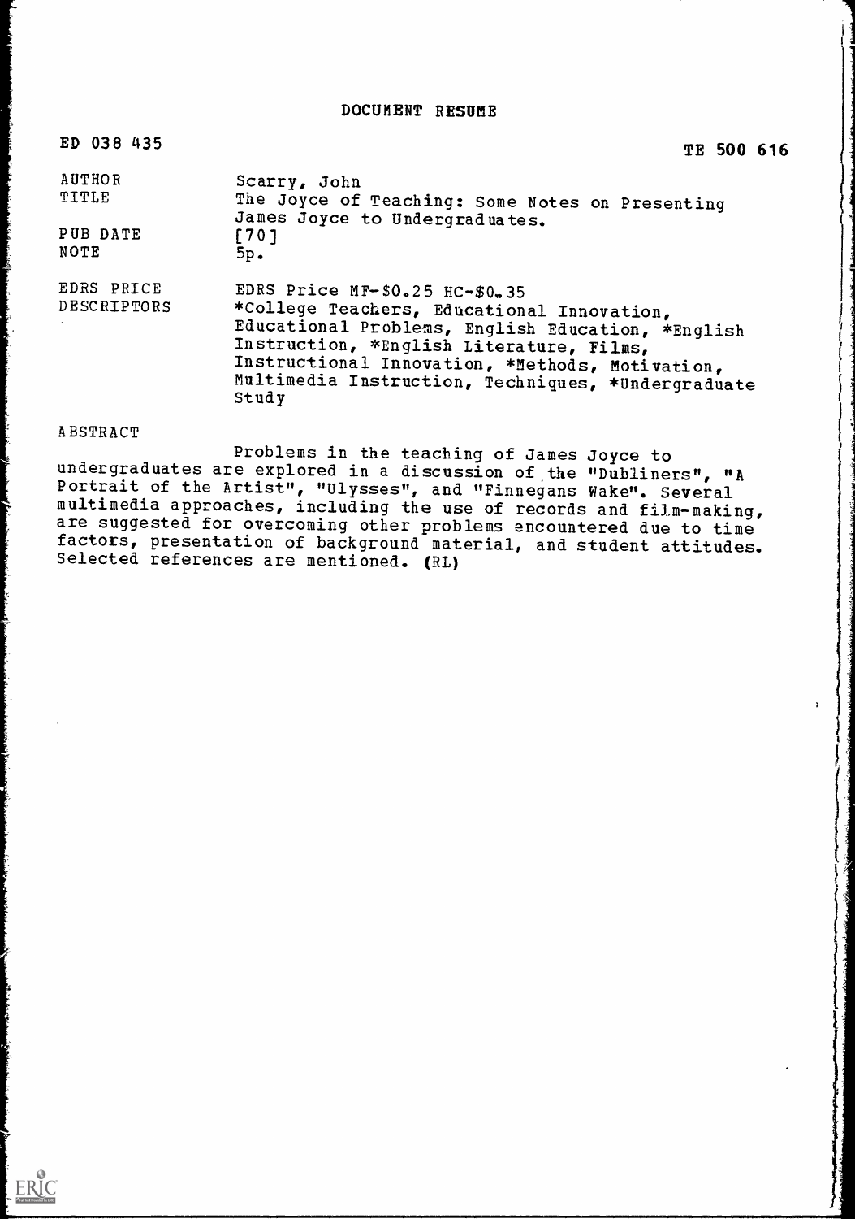# DOCUMENT RESUME

ED 038 435 TE 500 616

| | |
|---|---|
| AUTHOR | Scarry, John |
| TITLE | The Joyce of Teaching: Some Notes on Presenting James Joyce to Undergraduates. |
| PUB DATE | [70] |
| NOTE | 5p. |
| EDRS PRICE | EDRS Price MF-$0.25 HC-$0.35 |
| DESCRIPTORS | *College Teachers, Educational Innovation, Educational Problems, English Education, *English Instruction, *English Literature, Films, Instructional Innovation, *Methods, Motivation, Multimedia Instruction, Techniques, *Undergraduate Study |

ABSTRACT

Problems in the teaching of James Joyce to undergraduates are explored in a discussion of the "Dubliners", "A Portrait of the Artist", "Ulysses", and "Finnegans Wake". Several multimedia approaches, including the use of records and film-making, are suggested for overcoming other problems encountered due to time factors, presentation of background material, and student attitudes. Selected references are mentioned. (RL)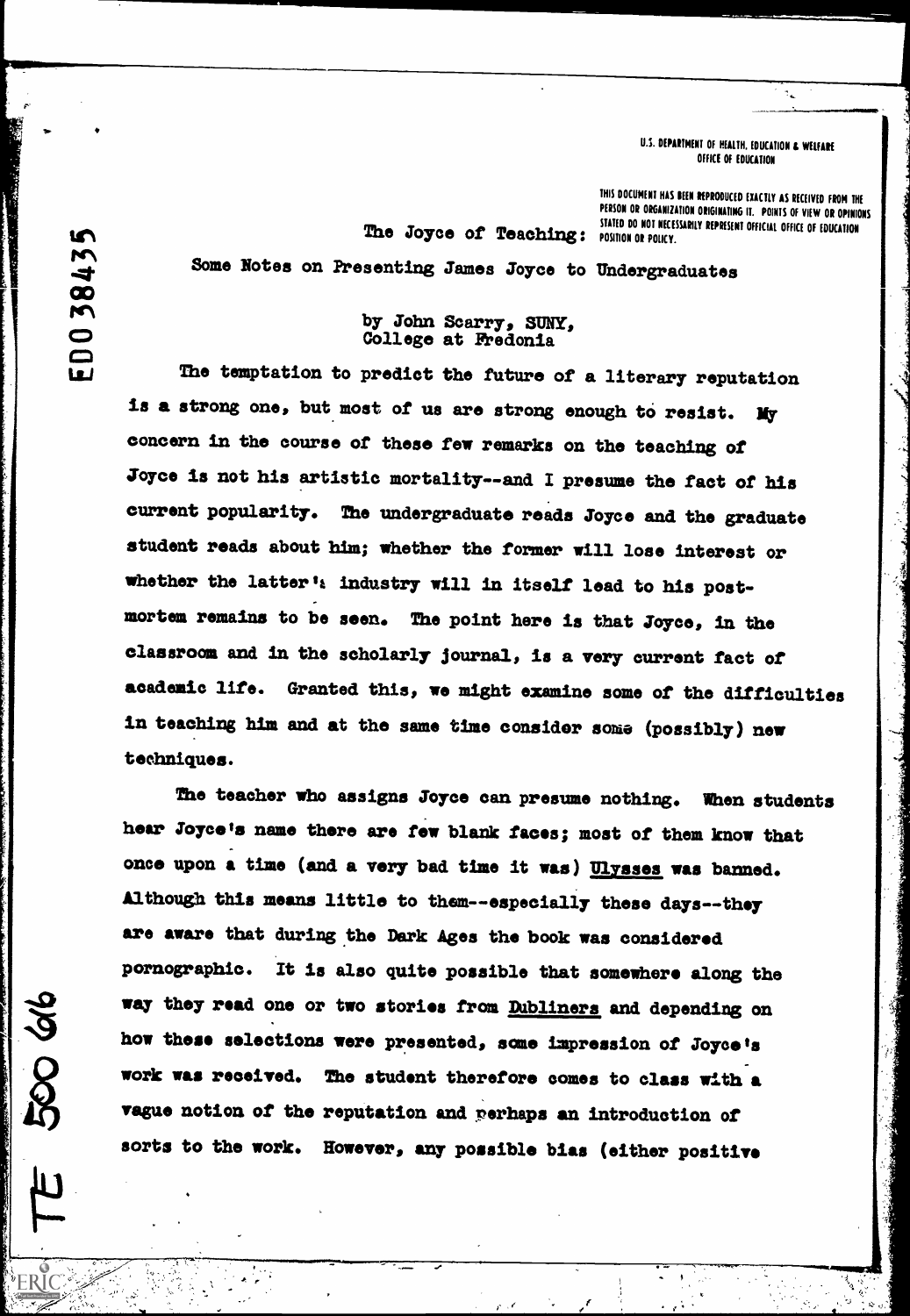U.S. DEPARTMENT OF HEALTH, EDUCATION & WELFARE
OFFICE OF EDUCATION

THIS DOCUMENT HAS BEEN REPRODUCED EXACTLY AS RECEIVED FROM THE PERSON OR ORGANIZATION ORIGINATING IT. POINTS OF VIEW OR OPINIONS STATED DO NOT NECESSARILY REPRESENT OFFICIAL OFFICE OF EDUCATION POSITION OR POLICY.

ED038435

# The Joyce of Teaching:

## Some Notes on Presenting James Joyce to Undergraduates

by John Scarry, SUNY,
College at Fredonia

The temptation to predict the future of a literary reputation is a strong one, but most of us are strong enough to resist. My concern in the course of these few remarks on the teaching of Joyce is not his artistic mortality--and I presume the fact of his current popularity. The undergraduate reads Joyce and the graduate student reads about him; whether the former will lose interest or whether the latter's industry will in itself lead to his post-mortem remains to be seen. The point here is that Joyce, in the classroom and in the scholarly journal, is a very current fact of academic life. Granted this, we might examine some of the difficulties in teaching him and at the same time consider some (possibly) new techniques.

The teacher who assigns Joyce can presume nothing. When students hear Joyce's name there are few blank faces; most of them know that once upon a time (and a very bad time it was) Ulysses was banned. Although this means little to them--especially these days--they are aware that during the Dark Ages the book was considered pornographic. It is also quite possible that somewhere along the way they read one or two stories from Dubliners and depending on how these selections were presented, some impression of Joyce's work was received. The student therefore comes to class with a vague notion of the reputation and perhaps an introduction of sorts to the work. However, any possible bias (either positive

TE 500 666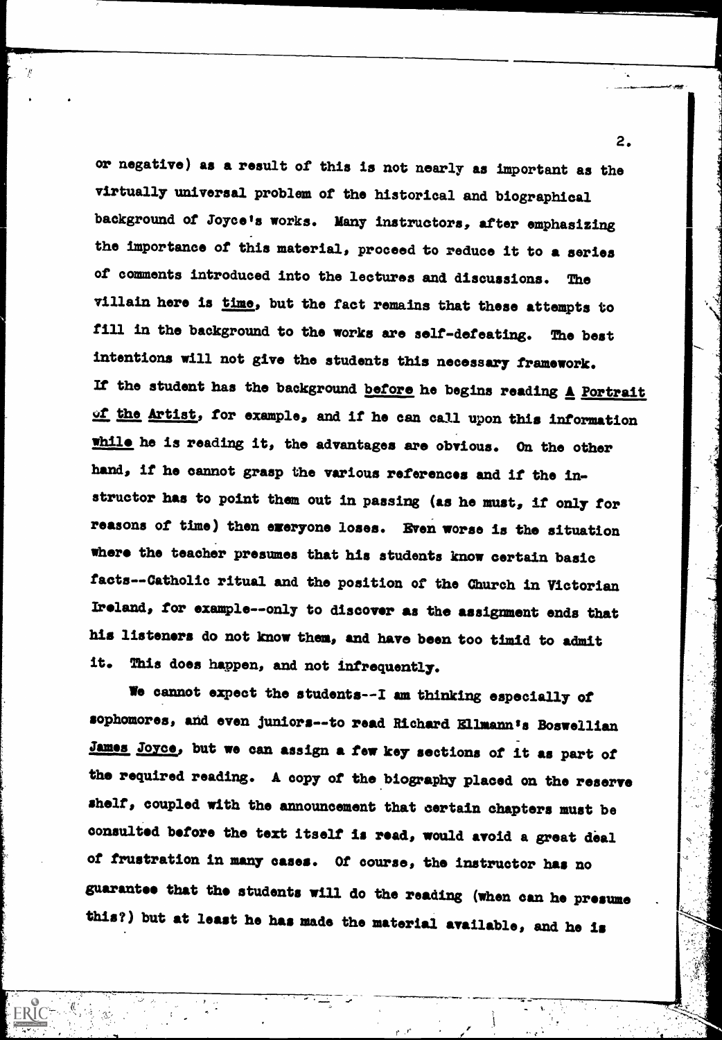or negative) as a result of this is not nearly as important as the virtually universal problem of the historical and biographical background of Joyce's works. Many instructors, after emphasizing the importance of this material, proceed to reduce it to a series of comments introduced into the lectures and discussions. The villain here is _time_, but the fact remains that these attempts to fill in the background to the works are self-defeating. The best intentions will not give the students this necessary framework. If the student has the background _before_ he begins reading _A Portrait of the Artist_, for example, and if he can call upon this information _while_ he is reading it, the advantages are obvious. On the other hand, if he cannot grasp the various references and if the instructor has to point them out in passing (as he must, if only for reasons of time) then everyone loses. Even worse is the situation where the teacher presumes that his students know certain basic facts--Catholic ritual and the position of the Church in Victorian Ireland, for example--only to discover as the assignment ends that his listeners do not know them, and have been too timid to admit it. This does happen, and not infrequently.

We cannot expect the students--I am thinking especially of sophomores, and even juniors--to read Richard Ellmann's Boswellian _James Joyce_, but we can assign a few key sections of it as part of the required reading. A copy of the biography placed on the reserve shelf, coupled with the announcement that certain chapters must be consulted before the text itself is read, would avoid a great deal of frustration in many cases. Of course, the instructor has no guarantee that the students will do the reading (when can he presume this?) but at least he has made the material available, and he is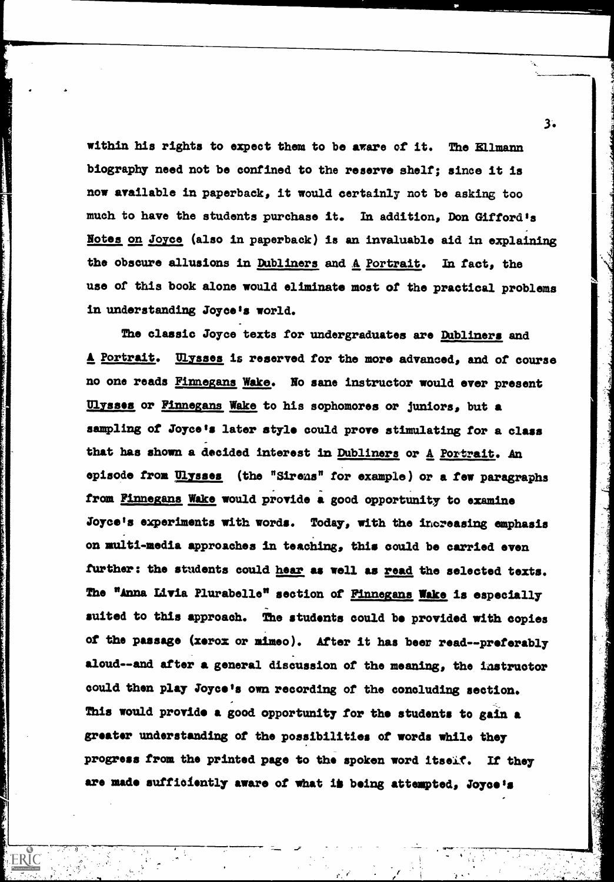within his rights to expect them to be aware of it. The Ellmann biography need not be confined to the reserve shelf; since it is now available in paperback, it would certainly not be asking too much to have the students purchase it. In addition, Don Gifford's _Notes on Joyce_ (also in paperback) is an invaluable aid in explaining the obscure allusions in _Dubliners_ and _A Portrait_. In fact, the use of this book alone would eliminate most of the practical problems in understanding Joyce's world.

The classic Joyce texts for undergraduates are _Dubliners_ and _A Portrait_. _Ulysses_ is reserved for the more advanced, and of course no one reads _Finnegans Wake_. No sane instructor would ever present _Ulysses_ or _Finnegans Wake_ to his sophomores or juniors, but a sampling of Joyce's later style could prove stimulating for a class that has shown a decided interest in _Dubliners_ or _A Portrait_. An episode from _Ulysses_ (the "Sirens" for example) or a few paragraphs from _Finnegans Wake_ would provide a good opportunity to examine Joyce's experiments with words. Today, with the increasing emphasis on multi-media approaches in teaching, this could be carried even further: the students could _hear_ as well as _read_ the selected texts. The "Anna Livia Plurabelle" section of _Finnegans Wake_ is especially suited to this approach. The students could be provided with copies of the passage (xerox or mimeo). After it has been read--preferably aloud--and after a general discussion of the meaning, the instructor could then play Joyce's own recording of the concluding section. This would provide a good opportunity for the students to gain a greater understanding of the possibilities of words while they progress from the printed page to the spoken word itself. If they are made sufficiently aware of what is being attempted, Joyce's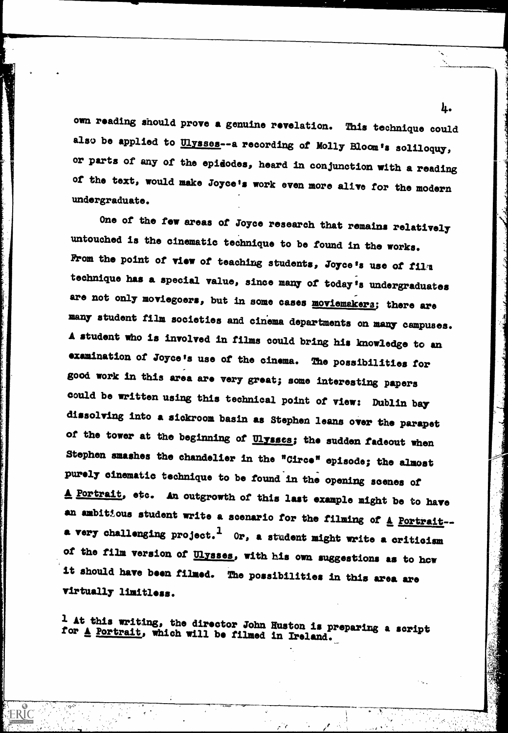own reading should prove a genuine revelation. This technique could also be applied to Ulysses--a recording of Molly Bloom's soliloquy, or parts of any of the epidodes, heard in conjunction with a reading of the text, would make Joyce's work even more alive for the modern undergraduate.

One of the few areas of Joyce research that remains relatively untouched is the cinematic technique to be found in the works. From the point of view of teaching students, Joyce's use of film technique has a special value, since many of today's undergraduates are not only moviegoers, but in some cases moviemakers; there are many student film societies and cinema departments on many campuses. A student who is involved in films could bring his knowledge to an examination of Joyce's use of the cinema. The possibilities for good work in this area are very great; some interesting papers could be written using this technical point of view: Dublin bay dissolving into a sickroom basin as Stephen leans over the parapet of the tower at the beginning of Ulysses; the sudden fadeout when Stephen smashes the chandelier in the "Circe" episode; the almost purely cinematic technique to be found in the opening scenes of A Portrait, etc. An outgrowth of this last example might be to have an ambitious student write a scenario for the filming of A Portrait--a very challenging project.[1] Or, a student might write a criticism of the film version of Ulysses, with his own suggestions as to how it should have been filmed. The possibilities in this area are virtually limitless.

[1] At this writing, the director John Huston is preparing a script for A Portrait, which will be filmed in Ireland.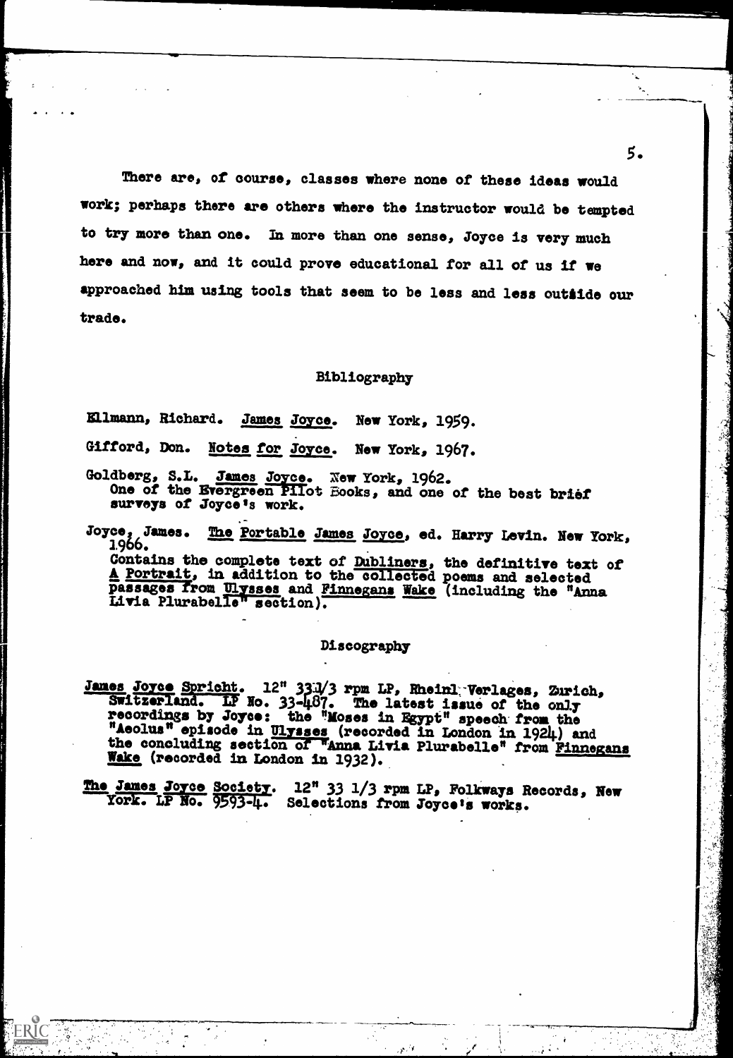There are, of course, classes where none of these ideas would work; perhaps there are others where the instructor would be tempted to try more than one. In more than one sense, Joyce is very much here and now, and it could prove educational for all of us if we approached him using tools that seem to be less and less outside our trade.

## Bibliography

Ellmann, Richard. *James Joyce*. New York, 1959.

Gifford, Don. *Notes for Joyce*. New York, 1967.

Goldberg, S.L. *James Joyce*. New York, 1962.
One of the Evergreen Pilot Books, and one of the best brief surveys of Joyce's work.

Joyce, James. *The Portable James Joyce*, ed. Harry Levin. New York, 1966.
Contains the complete text of *Dubliners*, the definitive text of *A Portrait*, in addition to the collected poems and selected passages from *Ulysses* and *Finnegans Wake* (including the "Anna Livia Plurabelle" section).

## Discography

*James Joyce Spricht*. 12" 33 1/3 rpm LP, Rheinl Verlages, Zurich, Switzerland. LP No. 33-487. The latest issue of the only recordings by Joyce: the "Moses in Egypt" speech from the "Aeolus" episode in *Ulysses* (recorded in London in 1924) and the concluding section of "Anna Livia Plurabelle" from *Finnegans Wake* (recorded in London in 1932).

*The James Joyce Society*. 12" 33 1/3 rpm LP, Folkways Records, New York. LP No. 9593-4. Selections from Joyce's works.